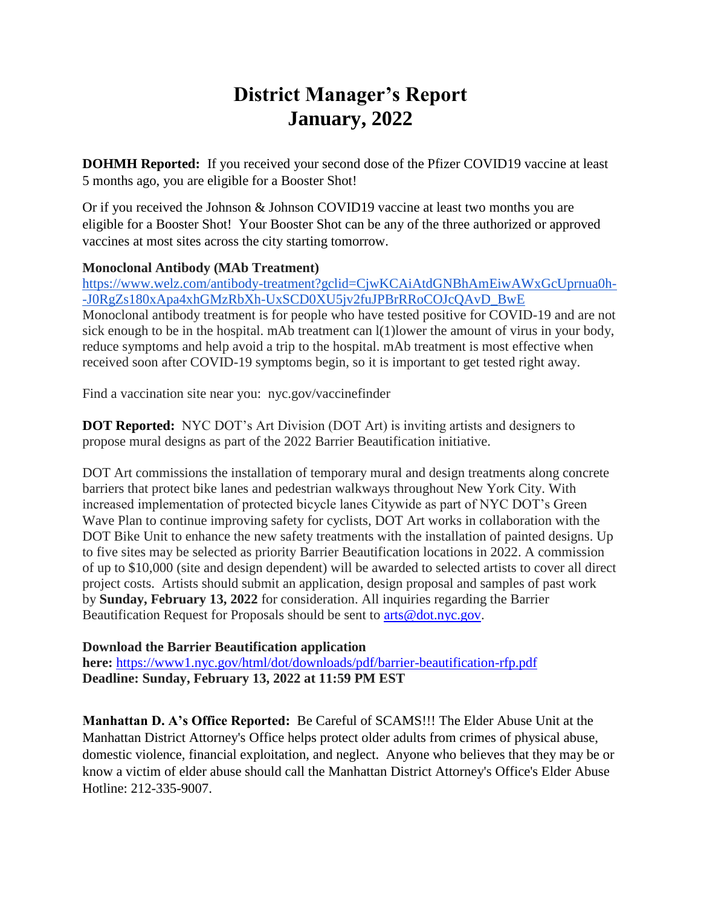# District Manager's Report
# January, 2022

**DOHMH Reported:** If you received your second dose of the Pfizer COVID19 vaccine at least 5 months ago, you are eligible for a Booster Shot!

Or if you received the Johnson & Johnson COVID19 vaccine at least two months you are eligible for a Booster Shot! Your Booster Shot can be any of the three authorized or approved vaccines at most sites across the city starting tomorrow.

**Monoclonal Antibody (MAb Treatment)**
https://www.welz.com/antibody-treatment?gclid=CjwKCAiAtdGNBhAmEiwAWxGcUprnua0h--J0RgZs180xApa4xhGMzRbXh-UxSCD0XU5jv2fuJPBrRRoCOJcQAvD_BwE
Monoclonal antibody treatment is for people who have tested positive for COVID-19 and are not sick enough to be in the hospital. mAb treatment can l(1)lower the amount of virus in your body, reduce symptoms and help avoid a trip to the hospital. mAb treatment is most effective when received soon after COVID-19 symptoms begin, so it is important to get tested right away.

Find a vaccination site near you: nyc.gov/vaccinefinder

**DOT Reported:** NYC DOT's Art Division (DOT Art) is inviting artists and designers to propose mural designs as part of the 2022 Barrier Beautification initiative.

DOT Art commissions the installation of temporary mural and design treatments along concrete barriers that protect bike lanes and pedestrian walkways throughout New York City. With increased implementation of protected bicycle lanes Citywide as part of NYC DOT's Green Wave Plan to continue improving safety for cyclists, DOT Art works in collaboration with the DOT Bike Unit to enhance the new safety treatments with the installation of painted designs. Up to five sites may be selected as priority Barrier Beautification locations in 2022. A commission of up to $10,000 (site and design dependent) will be awarded to selected artists to cover all direct project costs. Artists should submit an application, design proposal and samples of past work by **Sunday, February 13, 2022** for consideration. All inquiries regarding the Barrier Beautification Request for Proposals should be sent to arts@dot.nyc.gov.

**Download the Barrier Beautification application here:** https://www1.nyc.gov/html/dot/downloads/pdf/barrier-beautification-rfp.pdf
**Deadline: Sunday, February 13, 2022 at 11:59 PM EST**

**Manhattan D. A's Office Reported:** Be Careful of SCAMS!!! The Elder Abuse Unit at the Manhattan District Attorney's Office helps protect older adults from crimes of physical abuse, domestic violence, financial exploitation, and neglect. Anyone who believes that they may be or know a victim of elder abuse should call the Manhattan District Attorney's Office's Elder Abuse Hotline: 212-335-9007.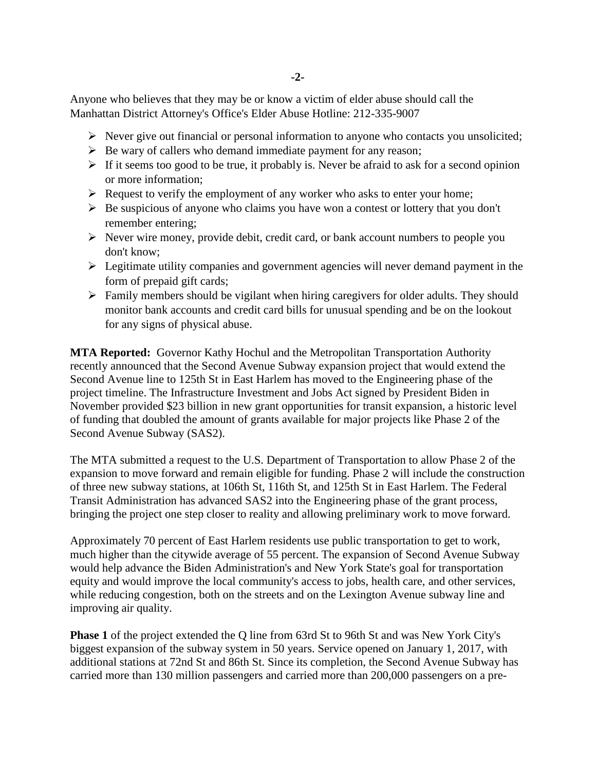Anyone who believes that they may be or know a victim of elder abuse should call the Manhattan District Attorney's Office's Elder Abuse Hotline: 212-335-9007

- Never give out financial or personal information to anyone who contacts you unsolicited;
- Be wary of callers who demand immediate payment for any reason;
- If it seems too good to be true, it probably is. Never be afraid to ask for a second opinion or more information;
- Request to verify the employment of any worker who asks to enter your home;
- Be suspicious of anyone who claims you have won a contest or lottery that you don't remember entering;
- Never wire money, provide debit, credit card, or bank account numbers to people you don't know;
- Legitimate utility companies and government agencies will never demand payment in the form of prepaid gift cards;
- Family members should be vigilant when hiring caregivers for older adults. They should monitor bank accounts and credit card bills for unusual spending and be on the lookout for any signs of physical abuse.

**MTA Reported:** Governor Kathy Hochul and the Metropolitan Transportation Authority recently announced that the Second Avenue Subway expansion project that would extend the Second Avenue line to 125th St in East Harlem has moved to the Engineering phase of the project timeline. The Infrastructure Investment and Jobs Act signed by President Biden in November provided $23 billion in new grant opportunities for transit expansion, a historic level of funding that doubled the amount of grants available for major projects like Phase 2 of the Second Avenue Subway (SAS2).

The MTA submitted a request to the U.S. Department of Transportation to allow Phase 2 of the expansion to move forward and remain eligible for funding. Phase 2 will include the construction of three new subway stations, at 106th St, 116th St, and 125th St in East Harlem. The Federal Transit Administration has advanced SAS2 into the Engineering phase of the grant process, bringing the project one step closer to reality and allowing preliminary work to move forward.

Approximately 70 percent of East Harlem residents use public transportation to get to work, much higher than the citywide average of 55 percent. The expansion of Second Avenue Subway would help advance the Biden Administration's and New York State's goal for transportation equity and would improve the local community's access to jobs, health care, and other services, while reducing congestion, both on the streets and on the Lexington Avenue subway line and improving air quality.

**Phase 1** of the project extended the Q line from 63rd St to 96th St and was New York City's biggest expansion of the subway system in 50 years. Service opened on January 1, 2017, with additional stations at 72nd St and 86th St. Since its completion, the Second Avenue Subway has carried more than 130 million passengers and carried more than 200,000 passengers on a pre-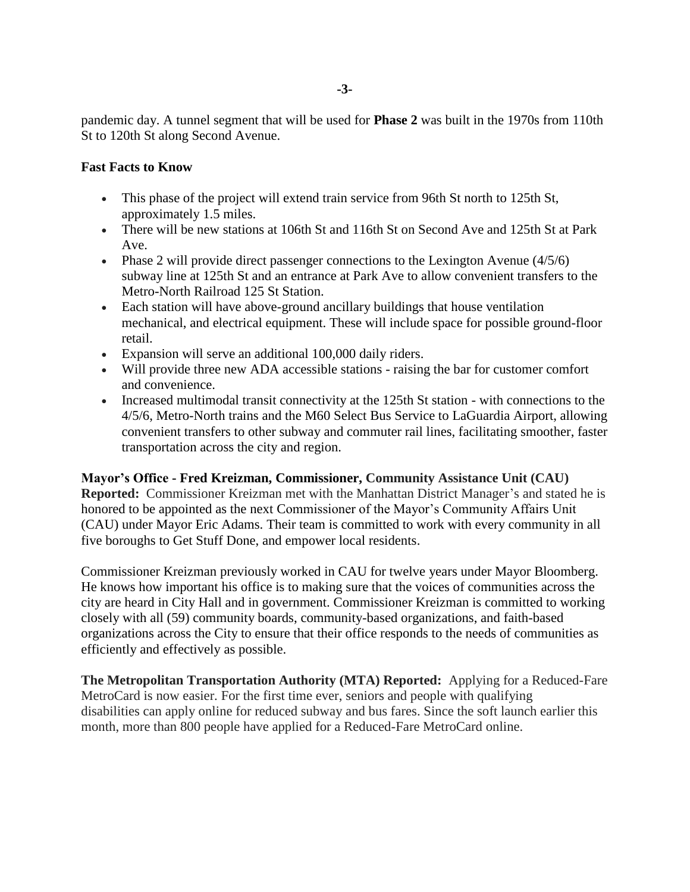pandemic day. A tunnel segment that will be used for **Phase 2** was built in the 1970s from 110th St to 120th St along Second Avenue.

**Fast Facts to Know**

- This phase of the project will extend train service from 96th St north to 125th St, approximately 1.5 miles.
- There will be new stations at 106th St and 116th St on Second Ave and 125th St at Park Ave.
- Phase 2 will provide direct passenger connections to the Lexington Avenue (4/5/6) subway line at 125th St and an entrance at Park Ave to allow convenient transfers to the Metro-North Railroad 125 St Station.
- Each station will have above-ground ancillary buildings that house ventilation mechanical, and electrical equipment. These will include space for possible ground-floor retail.
- Expansion will serve an additional 100,000 daily riders.
- Will provide three new ADA accessible stations - raising the bar for customer comfort and convenience.
- Increased multimodal transit connectivity at the 125th St station - with connections to the 4/5/6, Metro-North trains and the M60 Select Bus Service to LaGuardia Airport, allowing convenient transfers to other subway and commuter rail lines, facilitating smoother, faster transportation across the city and region.

**Mayor's Office - Fred Kreizman, Commissioner, Community Assistance Unit (CAU) Reported:** Commissioner Kreizman met with the Manhattan District Manager's and stated he is honored to be appointed as the next Commissioner of the Mayor's Community Affairs Unit (CAU) under Mayor Eric Adams. Their team is committed to work with every community in all five boroughs to Get Stuff Done, and empower local residents.

Commissioner Kreizman previously worked in CAU for twelve years under Mayor Bloomberg. He knows how important his office is to making sure that the voices of communities across the city are heard in City Hall and in government. Commissioner Kreizman is committed to working closely with all (59) community boards, community-based organizations, and faith-based organizations across the City to ensure that their office responds to the needs of communities as efficiently and effectively as possible.

**The Metropolitan Transportation Authority (MTA) Reported:** Applying for a Reduced-Fare MetroCard is now easier. For the first time ever, seniors and people with qualifying disabilities can apply online for reduced subway and bus fares. Since the soft launch earlier this month, more than 800 people have applied for a Reduced-Fare MetroCard online.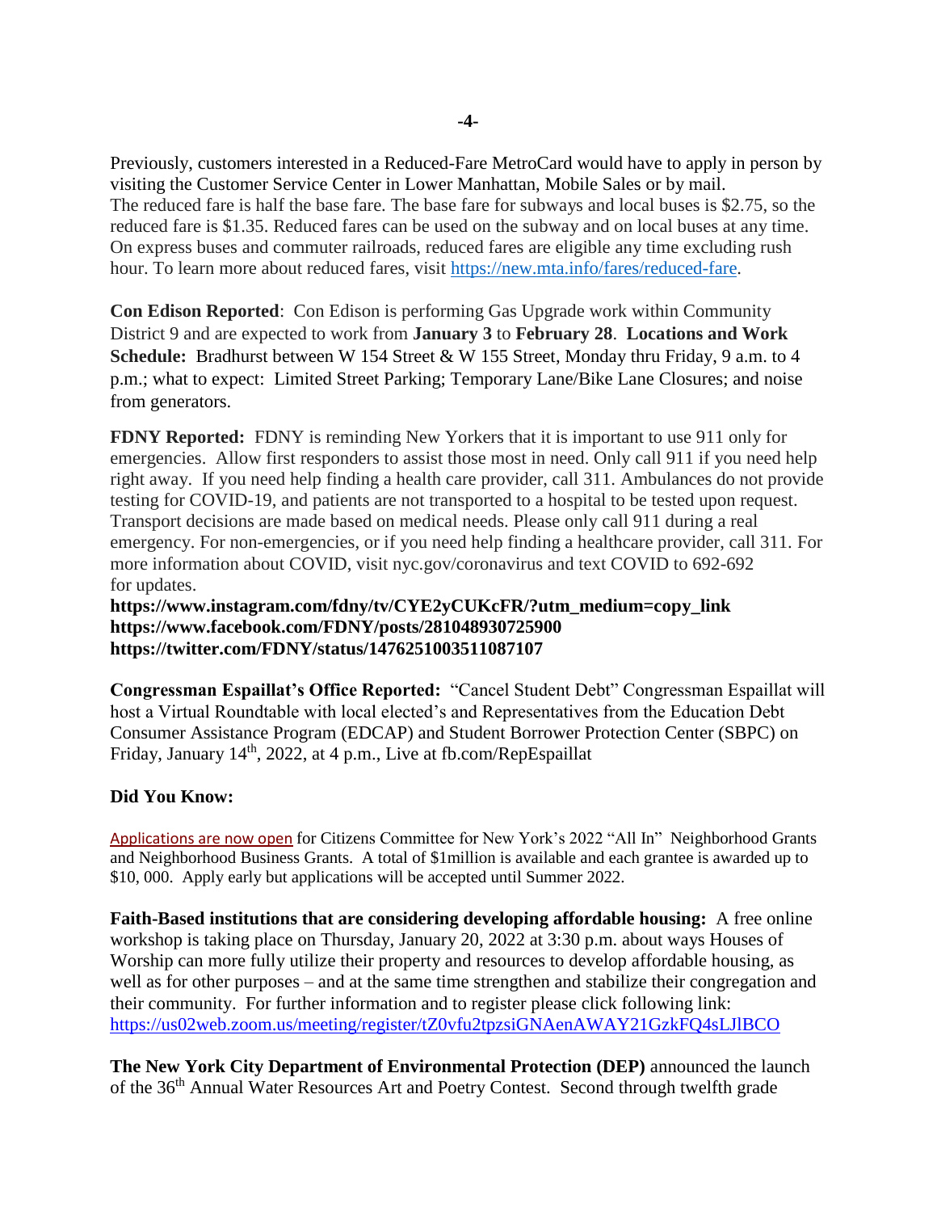Previously, customers interested in a Reduced-Fare MetroCard would have to apply in person by visiting the Customer Service Center in Lower Manhattan, Mobile Sales or by mail.
The reduced fare is half the base fare. The base fare for subways and local buses is $2.75, so the reduced fare is $1.35. Reduced fares can be used on the subway and on local buses at any time. On express buses and commuter railroads, reduced fares are eligible any time excluding rush hour. To learn more about reduced fares, visit https://new.mta.info/fares/reduced-fare.

**Con Edison Reported**: Con Edison is performing Gas Upgrade work within Community District 9 and are expected to work from **January 3** to **February 28**. **Locations and Work Schedule:** Bradhurst between W 154 Street & W 155 Street, Monday thru Friday, 9 a.m. to 4 p.m.; what to expect: Limited Street Parking; Temporary Lane/Bike Lane Closures; and noise from generators.

**FDNY Reported:** FDNY is reminding New Yorkers that it is important to use 911 only for emergencies. Allow first responders to assist those most in need. Only call 911 if you need help right away. If you need help finding a health care provider, call 311. Ambulances do not provide testing for COVID-19, and patients are not transported to a hospital to be tested upon request. Transport decisions are made based on medical needs. Please only call 911 during a real emergency. For non-emergencies, or if you need help finding a healthcare provider, call 311. For more information about COVID, visit nyc.gov/coronavirus and text COVID to 692-692 for updates.
**https://www.instagram.com/fdny/tv/CYE2yCUKcFR/?utm_medium=copy_link**
**https://www.facebook.com/FDNY/posts/281048930725900**
**https://twitter.com/FDNY/status/1476251003511087107**

**Congressman Espaillat's Office Reported:** "Cancel Student Debt" Congressman Espaillat will host a Virtual Roundtable with local elected's and Representatives from the Education Debt Consumer Assistance Program (EDCAP) and Student Borrower Protection Center (SBPC) on Friday, January 14th, 2022, at 4 p.m., Live at fb.com/RepEspaillat

**Did You Know:**

Applications are now open for Citizens Committee for New York's 2022 "All In" Neighborhood Grants and Neighborhood Business Grants. A total of $1million is available and each grantee is awarded up to $10, 000. Apply early but applications will be accepted until Summer 2022.

**Faith-Based institutions that are considering developing affordable housing:** A free online workshop is taking place on Thursday, January 20, 2022 at 3:30 p.m. about ways Houses of Worship can more fully utilize their property and resources to develop affordable housing, as well as for other purposes – and at the same time strengthen and stabilize their congregation and their community. For further information and to register please click following link: https://us02web.zoom.us/meeting/register/tZ0vfu2tpzsiGNAenAWAY21GzkFQ4sLJlBCO

**The New York City Department of Environmental Protection (DEP)** announced the launch of the 36th Annual Water Resources Art and Poetry Contest. Second through twelfth grade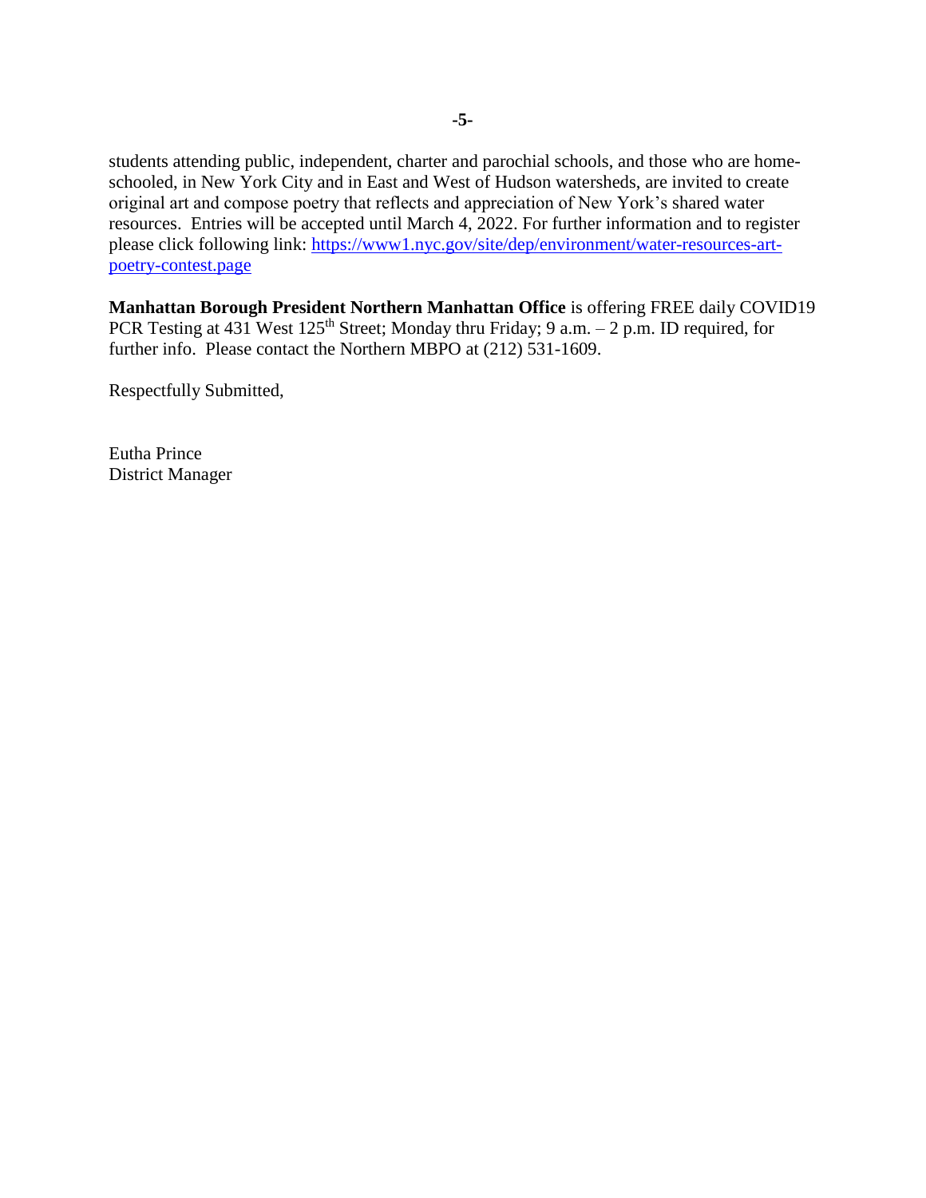students attending public, independent, charter and parochial schools, and those who are home-schooled, in New York City and in East and West of Hudson watersheds, are invited to create original art and compose poetry that reflects and appreciation of New York's shared water resources. Entries will be accepted until March 4, 2022. For further information and to register please click following link: [https://www1.nyc.gov/site/dep/environment/water-resources-art-poetry-contest.page](https://www1.nyc.gov/site/dep/environment/water-resources-art-poetry-contest.page)

**Manhattan Borough President Northern Manhattan Office** is offering FREE daily COVID19 PCR Testing at 431 West 125th Street; Monday thru Friday; 9 a.m. – 2 p.m. ID required, for further info. Please contact the Northern MBPO at (212) 531-1609.

Respectfully Submitted,

Eutha Prince
District Manager